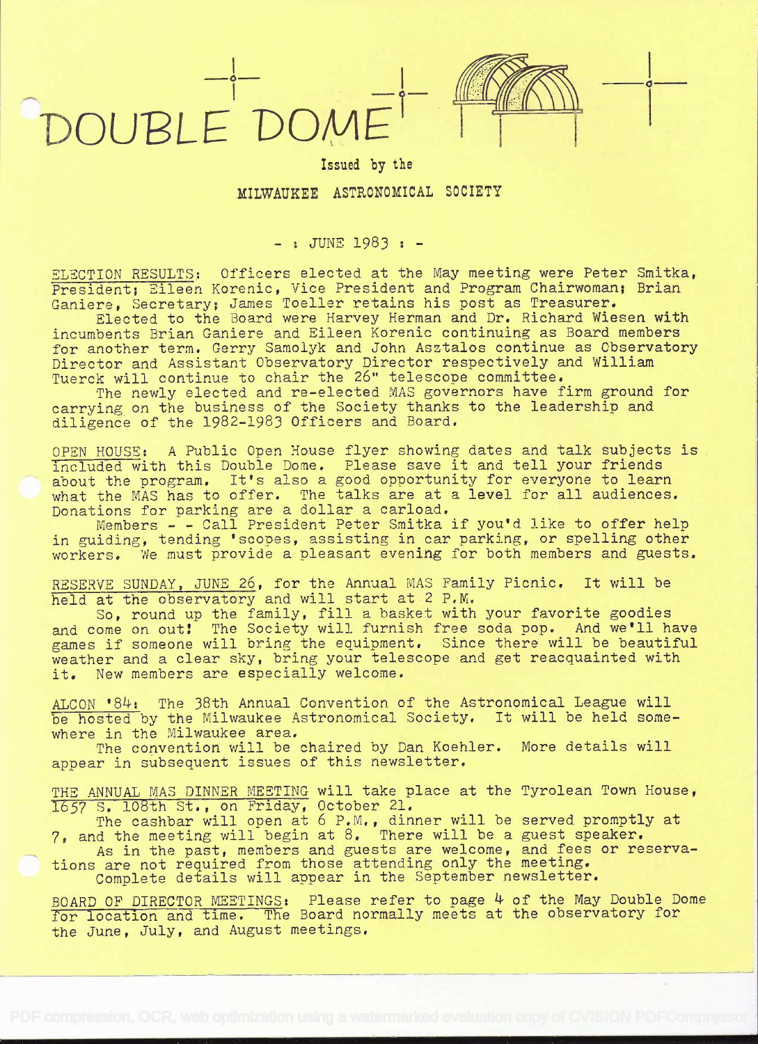# DOUBLE DOME

Issued by the

MILWAUKEE ASTRONOMICAL SOCIETY

- : JUNE 1983 : -

ELECTION RESULTS: Officers elected at the May meeting were Peter Smitka, President; Eileen Korenic, Vice President and Program Chairwoman; Brian Ganiere, Secretary; James Toeller retains his post as Treasurer.

Elected to the Board were Harvey Herman and Dr. Richard Wiesen with incumbents Brian Ganiere and Eileen Korenic continuing as Board members for another term. Gerry Samolyk and John Asztalos continue as Observatory Director and Assistant Observatory Director respectively and William Tuerck will continue to chair the 26" telescope committee.

The newly elected and re-elected MAS governors have firm ground for carrying on the business of the Society thanks to the leadership and diligence of the 1982-1983 Officers and Board.

OPEN HOUSE: A Public Open House flyer showing dates and talk subjects is included with this Double Dome. Please save it and tell your friends about the program. It's also a good opportunity for everyone to learn what the MAS has to offer. The talks are at a level for all audiences. Donations for parking are a dollar a carload.

Members - - Call President Peter Smitka if you'd like to offer help in guiding, tending 'scopes, assisting in car parking, or spelling other workers. We must provide a pleasant evening for both members and guests.

RESERVE SUNDAY, JUNE 26, for the Annual MAS Family Picnic. It will be held at the observatory and will start at 2 P.M.

So, round up the family, fill a basket with your favorite goodies and come on out! The Society will furnish free soda pop. And we'll have games if someone will bring the equipment. Since there will be beautiful weather and a clear sky, bring your telescope and get reacquainted with it. New members are especially welcome.

ALCON '84: The 38th Annual Convention of the Astronomical League will be hosted by the Milwaukee Astronomical Society. It will be held somewhere in the Milwaukee area.

The convention will be chaired by Dan Koehler. More details will appear in subsequent issues of this newsletter.

THE ANNUAL MAS DINNER MEETING will take place at the Tyrolean Town House, 1657 S. 108th St., on Friday, October 21.

The cashbar will open at 6 P.M., dinner will be served promptly at 7, and the meeting will begin at 8. There will be a guest speaker.

As in the past, members and guests are welcome, and fees or reservations are not required from those attending only the meeting.

Complete details will appear in the September newsletter.

BOARD OF DIRECTOR MEETINGS: Please refer to page 4 of the May Double Dome for location and time. The Board normally meets at the observatory for the June, July, and August meetings.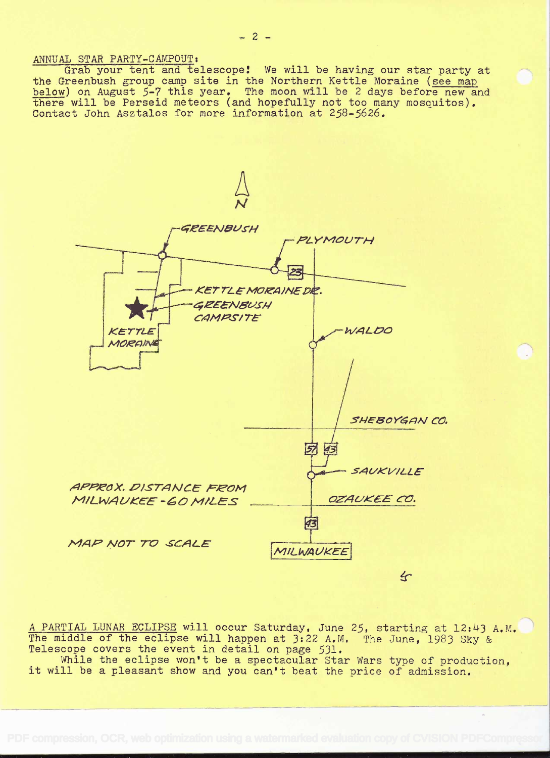ANNUAL STAR PARTY-CAMPOUT:

Grab your tent and telescope! We will be having our star party at the Greenbush group camp site in the Northern Kettle Moraine (see map below) on August 5-7 this year. The moon will be 2 days before new and there will be Perseid meteors (and hopefully not too many mosquitos). Contact John Asztalos for more information at 258-5626.

N

GREENBUSH

PLYMOUTH

23

KETTLE MORAINE DR.

GREENBUSH CAMPSITE

KETTLE MORAINE

WALDO

SHEBOYGAN CO.

57 43

SAUKVILLE

APPROX. DISTANCE FROM MILWAUKEE - 60 MILES

OZAUKEE CO.

43

MAP NOT TO SCALE

MILWAUKEE

A PARTIAL LUNAR ECLIPSE will occur Saturday, June 25, starting at 12:43 A.M. The middle of the eclipse will happen at 3:22 A.M. The June, 1983 Sky & Telescope covers the event in detail on page 531.

While the eclipse won't be a spectacular Star Wars type of production, it will be a pleasant show and you can't beat the price of admission.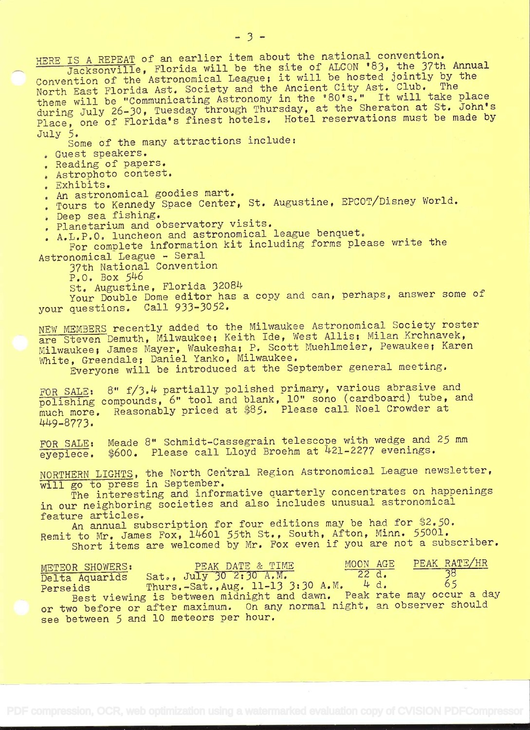HERE IS A REPEAT of an earlier item about the national convention.

Jacksonville, Florida will be the site of ALCON '83, the 37th Annual Convention of the Astronomical League; it will be hosted jointly by the North East Florida Ast. Society and the Ancient City Ast. Club. The theme will be "Communicating Astronomy in the '80's." It will take place during July 26-30, Tuesday through Thursday, at the Sheraton at St. John's Place, one of Florida's finest hotels. Hotel reservations must be made by July 5.

Some of the many attractions include:

- Guest speakers.
- Reading of papers.
- Astrophoto contest.
- Exhibits.
- An astronomical goodies mart.
- Tours to Kennedy Space Center, St. Augustine, EPCOT/Disney World.
- Deep sea fishing.
- Planetarium and observatory visits.
- A.L.P.O. luncheon and astronomical league benquet.

For complete information kit including forms please write the Astronomical League - Seral
37th National Convention
P.O. Box 546
St. Augustine, Florida 32084

Your Double Dome editor has a copy and can, perhaps, answer some of your questions. Call 933-3052.

NEW MEMBERS recently added to the Milwaukee Astronomical Society roster are Steven Demuth, Milwaukee; Keith Ide, West Allis; Milan Krchnavek, Milwaukee; James Mayer, Waukesha; P. Scott Muehlmeier, Pewaukee; Karen White, Greendale; Daniel Yanko, Milwaukee.

Everyone will be introduced at the September general meeting.

FOR SALE: 8" f/3.4 partially polished primary, various abrasive and polishing compounds, 6" tool and blank, 10" sono (cardboard) tube, and much more. Reasonably priced at $85. Please call Noel Crowder at 449-8773.

FOR SALE: Meade 8" Schmidt-Cassegrain telescope with wedge and 25 mm eyepiece. $600. Please call Lloyd Broehm at 421-2277 evenings.

NORTHERN LIGHTS, the North Central Region Astronomical League newsletter, will go to press in September.

The interesting and informative quarterly concentrates on happenings in our neighboring societies and also includes unusual astronomical feature articles.

An annual subscription for four editions may be had for $2.50. Remit to Mr. James Fox, 14601 55th St., South, Afton, Minn. 55001.

Short items are welcomed by Mr. Fox even if you are not a subscriber.

| METEOR SHOWERS: | PEAK DATE & TIME | MOON AGE | PEAK RATE/HR |
|---|---|---|---|
| Delta Aquarids | Sat., July 30 2:30 A.M. | 22 d. | 38 |
| Perseids | Thurs.-Sat., Aug. 11-13 3:30 A.M. | 4 d. | 65 |

Best viewing is between midnight and dawn. Peak rate may occur a day or two before or after maximum. On any normal night, an observer should see between 5 and 10 meteors per hour.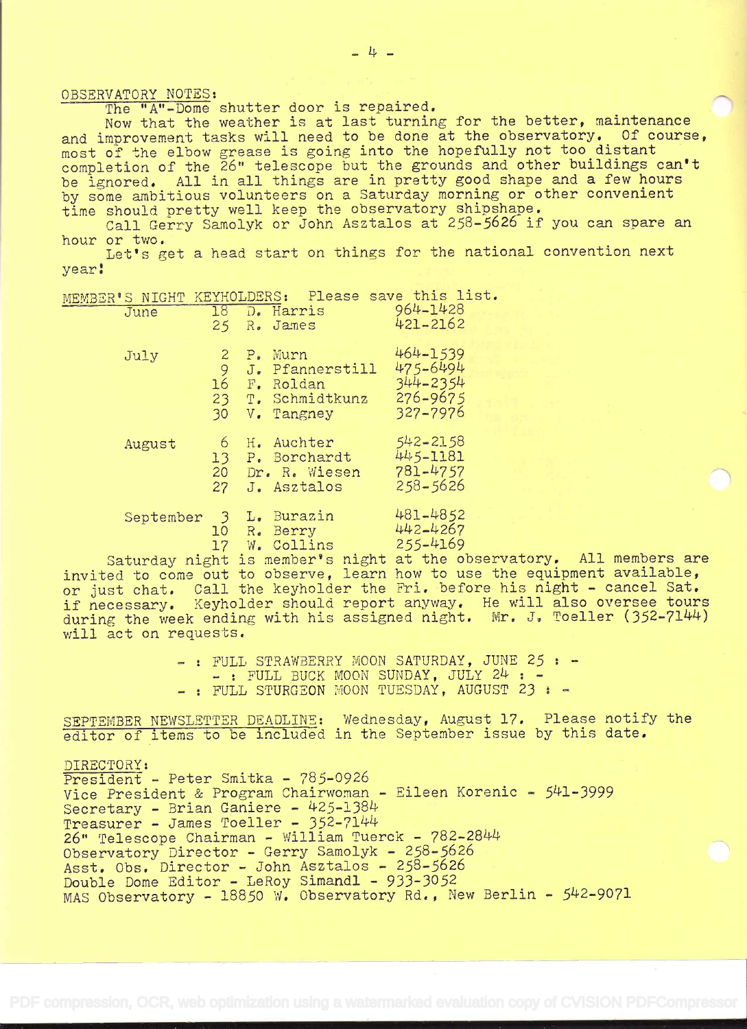OBSERVATORY NOTES:

The "A"-Dome shutter door is repaired.

Now that the weather is at last turning for the better, maintenance and improvement tasks will need to be done at the observatory. Of course, most of the elbow grease is going into the hopefully not too distant completion of the 26" telescope but the grounds and other buildings can't be ignored. All in all things are in pretty good shape and a few hours by some ambitious volunteers on a Saturday morning or other convenient time should pretty well keep the observatory shipshape.

Call Gerry Samolyk or John Asztalos at 258-5626 if you can spare an hour or two.

Let's get a head start on things for the national convention next year!

MEMBER'S NIGHT KEYHOLDERS: Please save this list.

| | | | |
|---|---|---|---|
| June | 18 | D. Harris | 964-1428 |
| | 25 | R. James | 421-2162 |
| July | 2 | P. Murn | 464-1539 |
| | 9 | J. Pfannerstill | 475-6494 |
| | 16 | F. Roldan | 344-2354 |
| | 23 | T. Schmidtkunz | 276-9675 |
| | 30 | V. Tangney | 327-7976 |
| August | 6 | H. Auchter | 542-2158 |
| | 13 | P. Borchardt | 445-1181 |
| | 20 | Dr. R. Wiesen | 781-4757 |
| | 27 | J. Asztalos | 258-5626 |
| September | 3 | L. Burazin | 481-4852 |
| | 10 | R. Berry | 442-4267 |
| | 17 | W. Collins | 255-4169 |

Saturday night is member's night at the observatory. All members are invited to come out to observe, learn how to use the equipment available, or just chat. Call the keyholder the Fri. before his night - cancel Sat. if necessary. Keyholder should report anyway. He will also oversee tours during the week ending with his assigned night. Mr. J. Toeller (352-7144) will act on requests.

- : FULL STRAWBERRY MOON SATURDAY, JUNE 25 : -
- : FULL BUCK MOON SUNDAY, JULY 24 : -
- : FULL STURGEON MOON TUESDAY, AUGUST 23 : -

SEPTEMBER NEWSLETTER DEADLINE: Wednesday, August 17. Please notify the editor of items to be included in the September issue by this date.

DIRECTORY:

President - Peter Smitka - 785-0926
Vice President & Program Chairwoman - Eileen Korenic - 541-3999
Secretary - Brian Ganiere - 425-1384
Treasurer - James Toeller - 352-7144
26" Telescope Chairman - William Tuerck - 782-2844
Observatory Director - Gerry Samolyk - 258-5626
Asst. Obs. Director - John Asztalos - 258-5626
Double Dome Editor - LeRoy Simandl - 933-3052
MAS Observatory - 18850 W. Observatory Rd., New Berlin - 542-9071